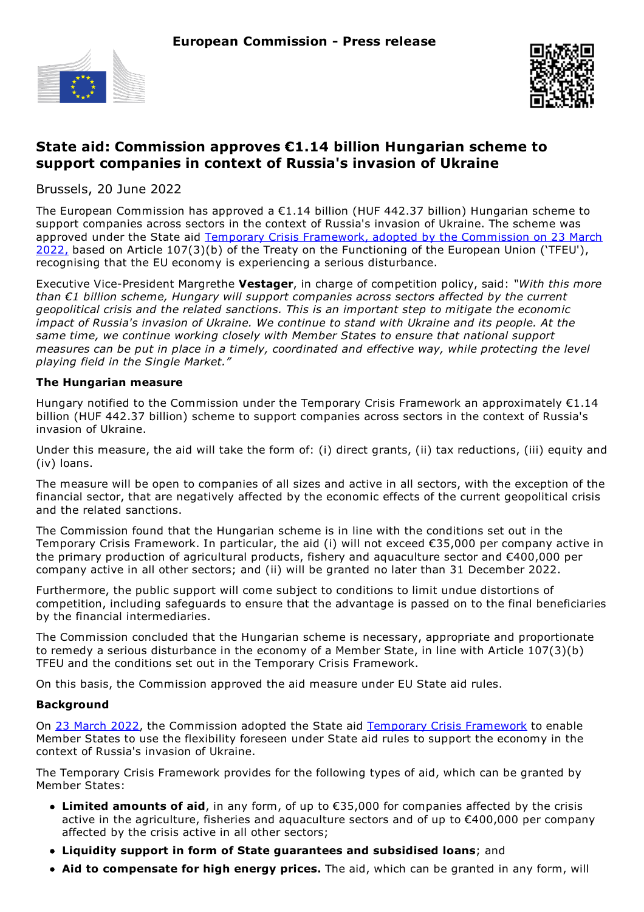European Commission - Press release

# State aid: Commission approves €1.14 billion Hungarian scheme to support companies in context of Russia's invasion of Ukraine

Brussels, 20 June 2022

The European Commission has approved a €1.14 billion (HUF 442.37 billion) Hungarian scheme to support companies across sectors in the context of Russia's invasion of Ukraine. The scheme was approved under the State aid Temporary Crisis Framework, adopted by the Commission on 23 March 2022, based on Article 107(3)(b) of the Treaty on the Functioning of the European Union ('TFEU'), recognising that the EU economy is experiencing a serious disturbance.

Executive Vice-President Margrethe **Vestager**, in charge of competition policy, said: *"With this more than €1 billion scheme, Hungary will support companies across sectors affected by the current geopolitical crisis and the related sanctions. This is an important step to mitigate the economic impact of Russia's invasion of Ukraine. We continue to stand with Ukraine and its people. At the same time, we continue working closely with Member States to ensure that national support measures can be put in place in a timely, coordinated and effective way, while protecting the level playing field in the Single Market."*

**The Hungarian measure**

Hungary notified to the Commission under the Temporary Crisis Framework an approximately €1.14 billion (HUF 442.37 billion) scheme to support companies across sectors in the context of Russia's invasion of Ukraine.

Under this measure, the aid will take the form of: (i) direct grants, (ii) tax reductions, (iii) equity and (iv) loans.

The measure will be open to companies of all sizes and active in all sectors, with the exception of the financial sector, that are negatively affected by the economic effects of the current geopolitical crisis and the related sanctions.

The Commission found that the Hungarian scheme is in line with the conditions set out in the Temporary Crisis Framework. In particular, the aid (i) will not exceed €35,000 per company active in the primary production of agricultural products, fishery and aquaculture sector and €400,000 per company active in all other sectors; and (ii) will be granted no later than 31 December 2022.

Furthermore, the public support will come subject to conditions to limit undue distortions of competition, including safeguards to ensure that the advantage is passed on to the final beneficiaries by the financial intermediaries.

The Commission concluded that the Hungarian scheme is necessary, appropriate and proportionate to remedy a serious disturbance in the economy of a Member State, in line with Article 107(3)(b) TFEU and the conditions set out in the Temporary Crisis Framework.

On this basis, the Commission approved the aid measure under EU State aid rules.

**Background**

On 23 March 2022, the Commission adopted the State aid Temporary Crisis Framework to enable Member States to use the flexibility foreseen under State aid rules to support the economy in the context of Russia's invasion of Ukraine.

The Temporary Crisis Framework provides for the following types of aid, which can be granted by Member States:

- **Limited amounts of aid**, in any form, of up to €35,000 for companies affected by the crisis active in the agriculture, fisheries and aquaculture sectors and of up to €400,000 per company affected by the crisis active in all other sectors;
- **Liquidity support in form of State guarantees and subsidised loans**; and
- **Aid to compensate for high energy prices.** The aid, which can be granted in any form, will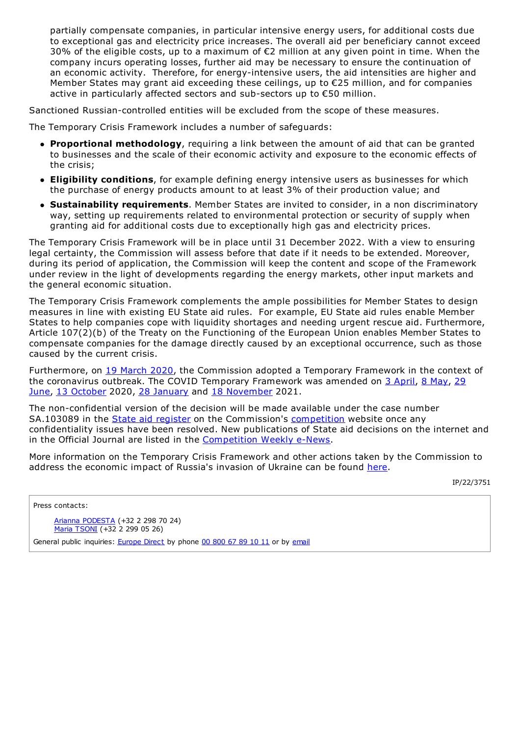partially compensate companies, in particular intensive energy users, for additional costs due to exceptional gas and electricity price increases. The overall aid per beneficiary cannot exceed 30% of the eligible costs, up to a maximum of €2 million at any given point in time. When the company incurs operating losses, further aid may be necessary to ensure the continuation of an economic activity. Therefore, for energy-intensive users, the aid intensities are higher and Member States may grant aid exceeding these ceilings, up to €25 million, and for companies active in particularly affected sectors and sub-sectors up to €50 million.

Sanctioned Russian-controlled entities will be excluded from the scope of these measures.

The Temporary Crisis Framework includes a number of safeguards:

- **Proportional methodology**, requiring a link between the amount of aid that can be granted to businesses and the scale of their economic activity and exposure to the economic effects of the crisis;
- **Eligibility conditions**, for example defining energy intensive users as businesses for which the purchase of energy products amount to at least 3% of their production value; and
- **Sustainability requirements**. Member States are invited to consider, in a non discriminatory way, setting up requirements related to environmental protection or security of supply when granting aid for additional costs due to exceptionally high gas and electricity prices.

The Temporary Crisis Framework will be in place until 31 December 2022. With a view to ensuring legal certainty, the Commission will assess before that date if it needs to be extended. Moreover, during its period of application, the Commission will keep the content and scope of the Framework under review in the light of developments regarding the energy markets, other input markets and the general economic situation.

The Temporary Crisis Framework complements the ample possibilities for Member States to design measures in line with existing EU State aid rules. For example, EU State aid rules enable Member States to help companies cope with liquidity shortages and needing urgent rescue aid. Furthermore, Article 107(2)(b) of the Treaty on the Functioning of the European Union enables Member States to compensate companies for the damage directly caused by an exceptional occurrence, such as those caused by the current crisis.

Furthermore, on 19 March 2020, the Commission adopted a Temporary Framework in the context of the coronavirus outbreak. The COVID Temporary Framework was amended on 3 April, 8 May, 29 June, 13 October 2020, 28 January and 18 November 2021.

The non-confidential version of the decision will be made available under the case number SA.103089 in the State aid register on the Commission's competition website once any confidentiality issues have been resolved. New publications of State aid decisions on the internet and in the Official Journal are listed in the Competition Weekly e-News.

More information on the Temporary Crisis Framework and other actions taken by the Commission to address the economic impact of Russia's invasion of Ukraine can be found here.

IP/22/3751

Press contacts:

Arianna PODESTA (+32 2 298 70 24)
Maria TSONI (+32 2 299 05 26)

General public inquiries: Europe Direct by phone 00 800 67 89 10 11 or by email